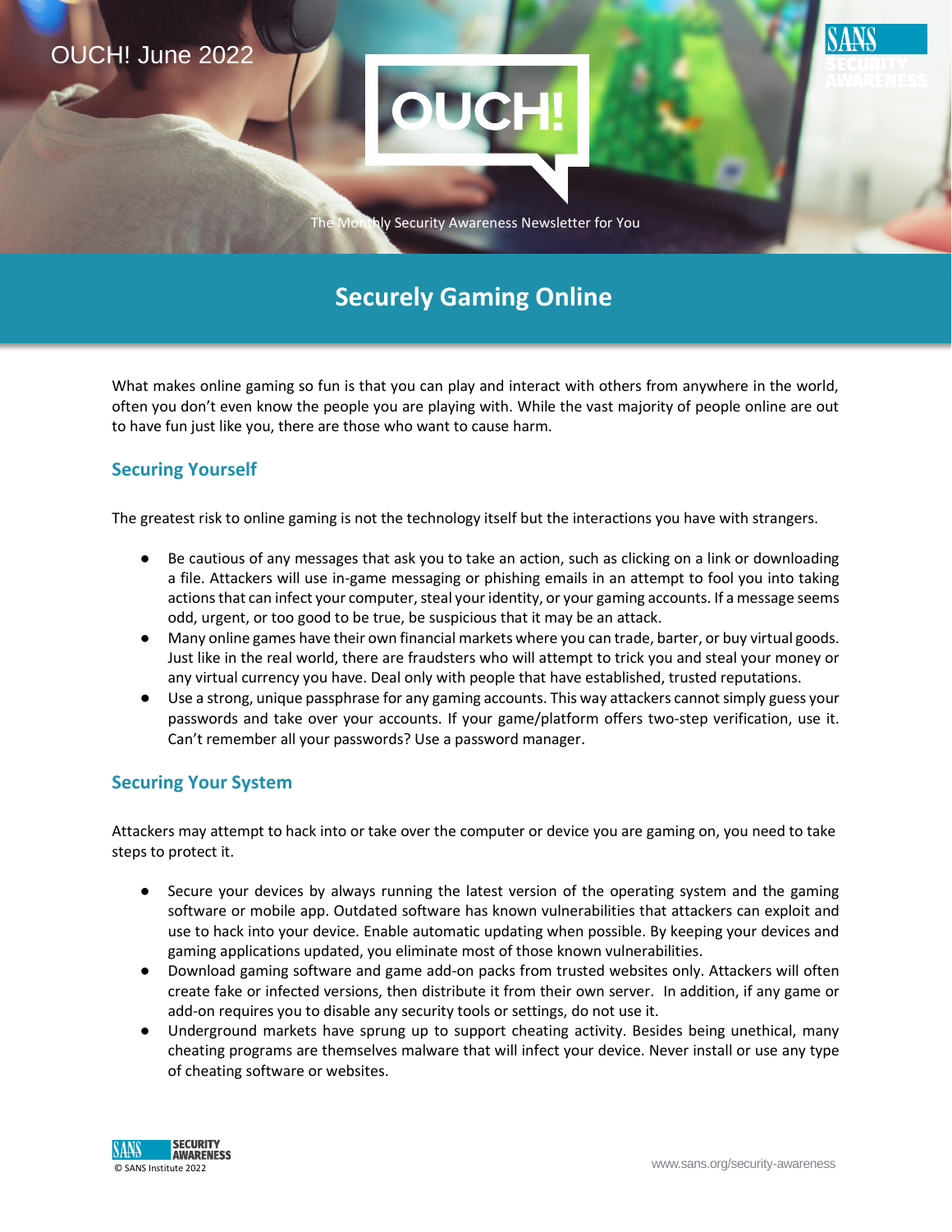OUCH! June 2022

# OUCH!

The Monthly Security Awareness Newsletter for You

## Securely Gaming Online

What makes online gaming so fun is that you can play and interact with others from anywhere in the world, often you don't even know the people you are playing with. While the vast majority of people online are out to have fun just like you, there are those who want to cause harm.

### Securing Yourself

The greatest risk to online gaming is not the technology itself but the interactions you have with strangers.

- Be cautious of any messages that ask you to take an action, such as clicking on a link or downloading a file. Attackers will use in-game messaging or phishing emails in an attempt to fool you into taking actions that can infect your computer, steal your identity, or your gaming accounts. If a message seems odd, urgent, or too good to be true, be suspicious that it may be an attack.
- Many online games have their own financial markets where you can trade, barter, or buy virtual goods. Just like in the real world, there are fraudsters who will attempt to trick you and steal your money or any virtual currency you have. Deal only with people that have established, trusted reputations.
- Use a strong, unique passphrase for any gaming accounts. This way attackers cannot simply guess your passwords and take over your accounts. If your game/platform offers two-step verification, use it. Can't remember all your passwords? Use a password manager.

### Securing Your System

Attackers may attempt to hack into or take over the computer or device you are gaming on, you need to take steps to protect it.

- Secure your devices by always running the latest version of the operating system and the gaming software or mobile app. Outdated software has known vulnerabilities that attackers can exploit and use to hack into your device. Enable automatic updating when possible. By keeping your devices and gaming applications updated, you eliminate most of those known vulnerabilities.
- Download gaming software and game add-on packs from trusted websites only. Attackers will often create fake or infected versions, then distribute it from their own server. In addition, if any game or add-on requires you to disable any security tools or settings, do not use it.
- Underground markets have sprung up to support cheating activity. Besides being unethical, many cheating programs are themselves malware that will infect your device. Never install or use any type of cheating software or websites.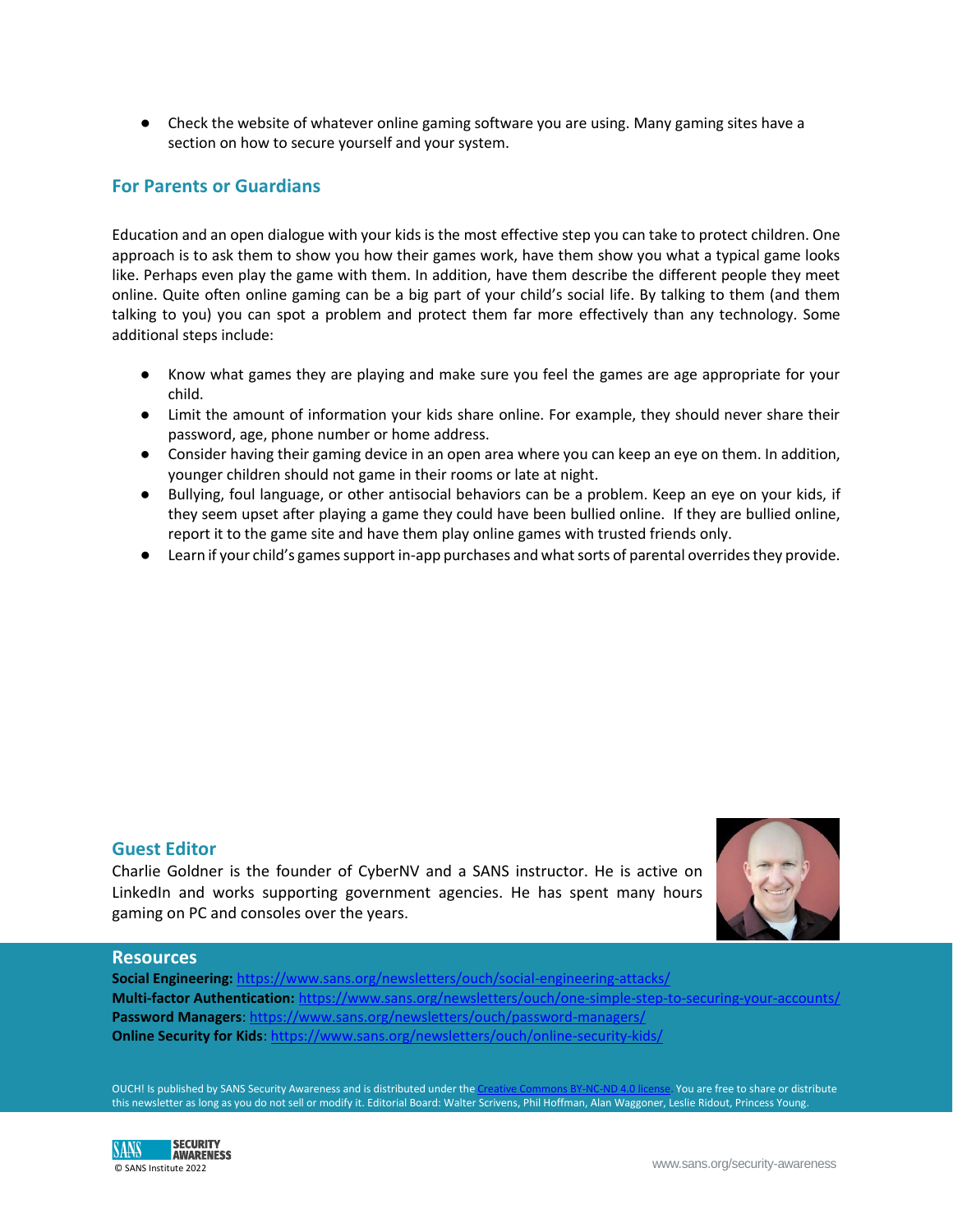- Check the website of whatever online gaming software you are using. Many gaming sites have a section on how to secure yourself and your system.

## For Parents or Guardians

Education and an open dialogue with your kids is the most effective step you can take to protect children. One approach is to ask them to show you how their games work, have them show you what a typical game looks like. Perhaps even play the game with them. In addition, have them describe the different people they meet online. Quite often online gaming can be a big part of your child's social life. By talking to them (and them talking to you) you can spot a problem and protect them far more effectively than any technology. Some additional steps include:

- Know what games they are playing and make sure you feel the games are age appropriate for your child.
- Limit the amount of information your kids share online. For example, they should never share their password, age, phone number or home address.
- Consider having their gaming device in an open area where you can keep an eye on them. In addition, younger children should not game in their rooms or late at night.
- Bullying, foul language, or other antisocial behaviors can be a problem. Keep an eye on your kids, if they seem upset after playing a game they could have been bullied online. If they are bullied online, report it to the game site and have them play online games with trusted friends only.
- Learn if your child's games support in-app purchases and what sorts of parental overrides they provide.

## Guest Editor

Charlie Goldner is the founder of CyberNV and a SANS instructor. He is active on LinkedIn and works supporting government agencies. He has spent many hours gaming on PC and consoles over the years.

## Resources

**Social Engineering:** https://www.sans.org/newsletters/ouch/social-engineering-attacks/
**Multi-factor Authentication:** https://www.sans.org/newsletters/ouch/one-simple-step-to-securing-your-accounts/
**Password Managers**: https://www.sans.org/newsletters/ouch/password-managers/
**Online Security for Kids**: https://www.sans.org/newsletters/ouch/online-security-kids/

OUCH! Is published by SANS Security Awareness and is distributed under the Creative Commons BY-NC-ND 4.0 license. You are free to share or distribute this newsletter as long as you do not sell or modify it. Editorial Board: Walter Scrivens, Phil Hoffman, Alan Waggoner, Leslie Ridout, Princess Young.

SANS SECURITY AWARENESS
© SANS Institute 2022

www.sans.org/security-awareness